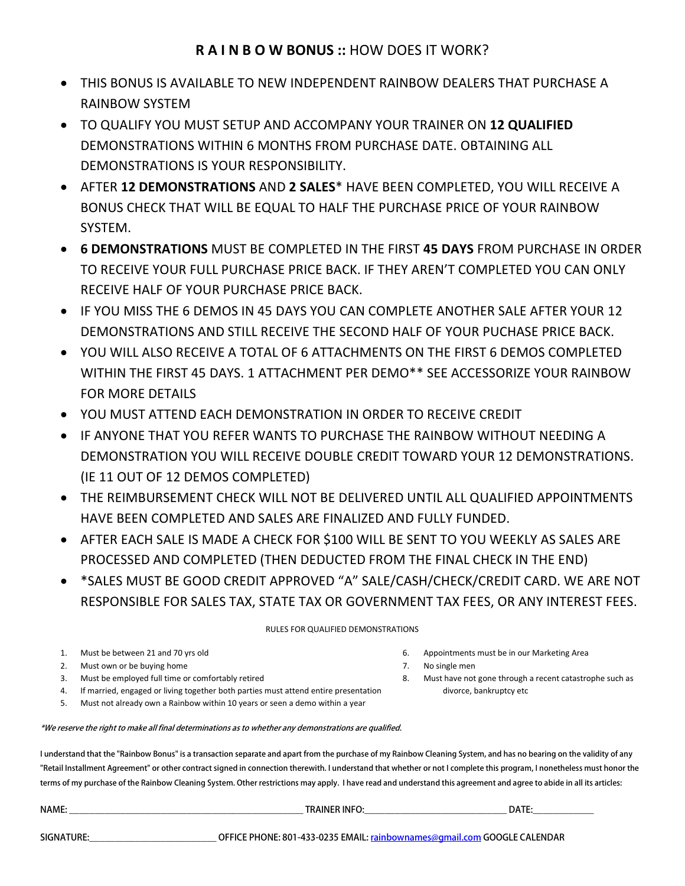## **R A I N B O W BONUS ::** HOW DOES IT WORK?

- THIS BONUS IS AVAILABLE TO NEW INDEPENDENT RAINBOW DEALERS THAT PURCHASE A RAINBOW SYSTEM
- TO QUALIFY YOU MUST SETUP AND ACCOMPANY YOUR TRAINER ON **12 QUALIFIED** DEMONSTRATIONS WITHIN 6 MONTHS FROM PURCHASE DATE. OBTAINING ALL DEMONSTRATIONS IS YOUR RESPONSIBILITY.
- AFTER **12 DEMONSTRATIONS** AND **2 SALES**\* HAVE BEEN COMPLETED, YOU WILL RECEIVE A BONUS CHECK THAT WILL BE EQUAL TO HALF THE PURCHASE PRICE OF YOUR RAINBOW SYSTEM.
- **6 DEMONSTRATIONS** MUST BE COMPLETED IN THE FIRST **45 DAYS** FROM PURCHASE IN ORDER TO RECEIVE YOUR FULL PURCHASE PRICE BACK. IF THEY AREN'T COMPLETED YOU CAN ONLY RECEIVE HALF OF YOUR PURCHASE PRICE BACK.
- IF YOU MISS THE 6 DEMOS IN 45 DAYS YOU CAN COMPLETE ANOTHER SALE AFTER YOUR 12 DEMONSTRATIONS AND STILL RECEIVE THE SECOND HALF OF YOUR PUCHASE PRICE BACK.
- YOU WILL ALSO RECEIVE A TOTAL OF 6 ATTACHMENTS ON THE FIRST 6 DEMOS COMPLETED WITHIN THE FIRST 45 DAYS. 1 ATTACHMENT PER DEMO\*\* SEE ACCESSORIZE YOUR RAINBOW FOR MORE DETAILS
- YOU MUST ATTEND EACH DEMONSTRATION IN ORDER TO RECEIVE CREDIT
- IF ANYONE THAT YOU REFER WANTS TO PURCHASE THE RAINBOW WITHOUT NEEDING A DEMONSTRATION YOU WILL RECEIVE DOUBLE CREDIT TOWARD YOUR 12 DEMONSTRATIONS. (IE 11 OUT OF 12 DEMOS COMPLETED)
- THE REIMBURSEMENT CHECK WILL NOT BE DELIVERED UNTIL ALL QUALIFIED APPOINTMENTS HAVE BEEN COMPLETED AND SALES ARE FINALIZED AND FULLY FUNDED.
- AFTER EACH SALE IS MADE A CHECK FOR $100 WILL BE SENT TO YOU WEEKLY AS SALES ARE PROCESSED AND COMPLETED (THEN DEDUCTED FROM THE FINAL CHECK IN THE END)
- \*SALES MUST BE GOOD CREDIT APPROVED "A" SALE/CASH/CHECK/CREDIT CARD. WE ARE NOT RESPONSIBLE FOR SALES TAX, STATE TAX OR GOVERNMENT TAX FEES, OR ANY INTEREST FEES.

RULES FOR QUALIFIED DEMONSTRATIONS

1. Must be between 21 and 70 yrs old
2. Must own or be buying home
3. Must be employed full time or comfortably retired
4. If married, engaged or living together both parties must attend entire presentation
5. Must not already own a Rainbow within 10 years or seen a demo within a year
6. Appointments must be in our Marketing Area
7. No single men
8. Must have not gone through a recent catastrophe such as divorce, bankruptcy etc

***We reserve the right to make all final determinations as to whether any demonstrations are qualified.***

**I understand that the "Rainbow Bonus" is a transaction separate and apart from the purchase of my Rainbow Cleaning System, and has no bearing on the validity of any "Retail Installment Agreement" or other contract signed in connection therewith. I understand that whether or not I complete this program, I nonetheless must honor the terms of my purchase of the Rainbow Cleaning System. Other restrictions may apply. I have read and understand this agreement and agree to abide in all its articles:**

**NAME:** ______________________________ **TRAINER INFO:** ______________________ **DATE:** __________

**SIGNATURE:** ____________________ **OFFICE PHONE: 801-433-0235 EMAIL:** rainbownames@gmail.com **GOOGLE CALENDAR**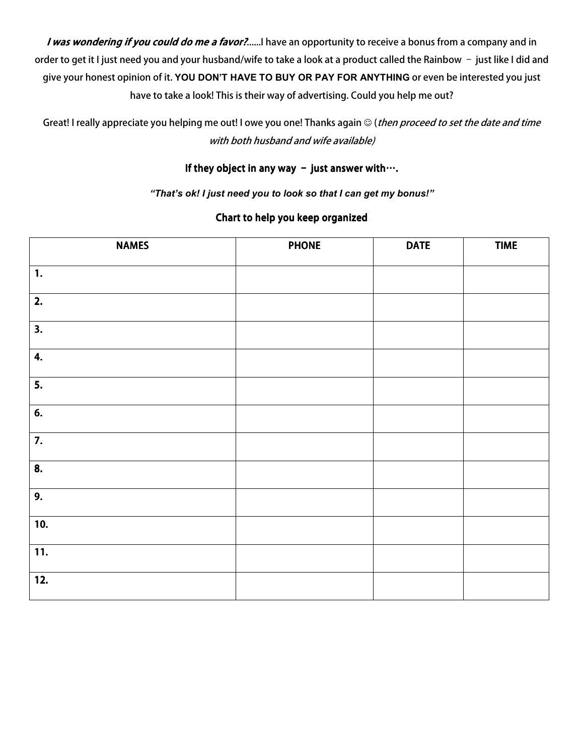*I was wondering if you could do me a favor?*......I have an opportunity to receive a bonus from a company and in order to get it I just need you and your husband/wife to take a look at a product called the Rainbow – just like I did and give your honest opinion of it. **YOU DON'T HAVE TO BUY OR PAY FOR ANYTHING** or even be interested you just have to take a look! This is their way of advertising. Could you help me out?

Great! I really appreciate you helping me out! I owe you one! Thanks again ☺ (*then proceed to set the date and time with both husband and wife available)*

**If they object in any way – just answer with….**

***"That's ok! I just need you to look so that I can get my bonus!"***

**Chart to help you keep organized**

| NAMES | PHONE | DATE | TIME |
|---|---|---|---|
| 1. | | | |
| 2. | | | |
| 3. | | | |
| 4. | | | |
| 5. | | | |
| 6. | | | |
| 7. | | | |
| 8. | | | |
| 9. | | | |
| 10. | | | |
| 11. | | | |
| 12. | | | |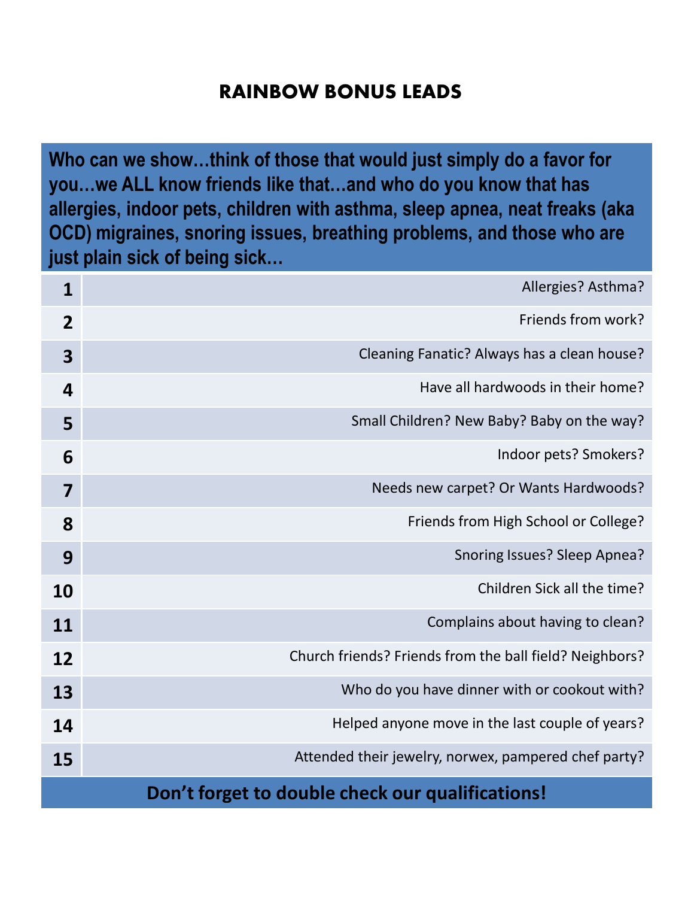# RAINBOW BONUS LEADS

| **Who can we show…think of those that would just simply do a favor for you…we ALL know friends like that…and who do you know that has allergies, indoor pets, children with asthma, sleep apnea, neat freaks (aka OCD) migraines, snoring issues, breathing problems, and those who are just plain sick of being sick…** | |
|---|---|
| **1** | Allergies? Asthma? |
| **2** | Friends from work? |
| **3** | Cleaning Fanatic? Always has a clean house? |
| **4** | Have all hardwoods in their home? |
| **5** | Small Children? New Baby? Baby on the way? |
| **6** | Indoor pets? Smokers? |
| **7** | Needs new carpet? Or Wants Hardwoods? |
| **8** | Friends from High School or College? |
| **9** | Snoring Issues? Sleep Apnea? |
| **10** | Children Sick all the time? |
| **11** | Complains about having to clean? |
| **12** | Church friends? Friends from the ball field? Neighbors? |
| **13** | Who do you have dinner with or cookout with? |
| **14** | Helped anyone move in the last couple of years? |
| **15** | Attended their jewelry, norwex, pampered chef party? |

**Don't forget to double check our qualifications!**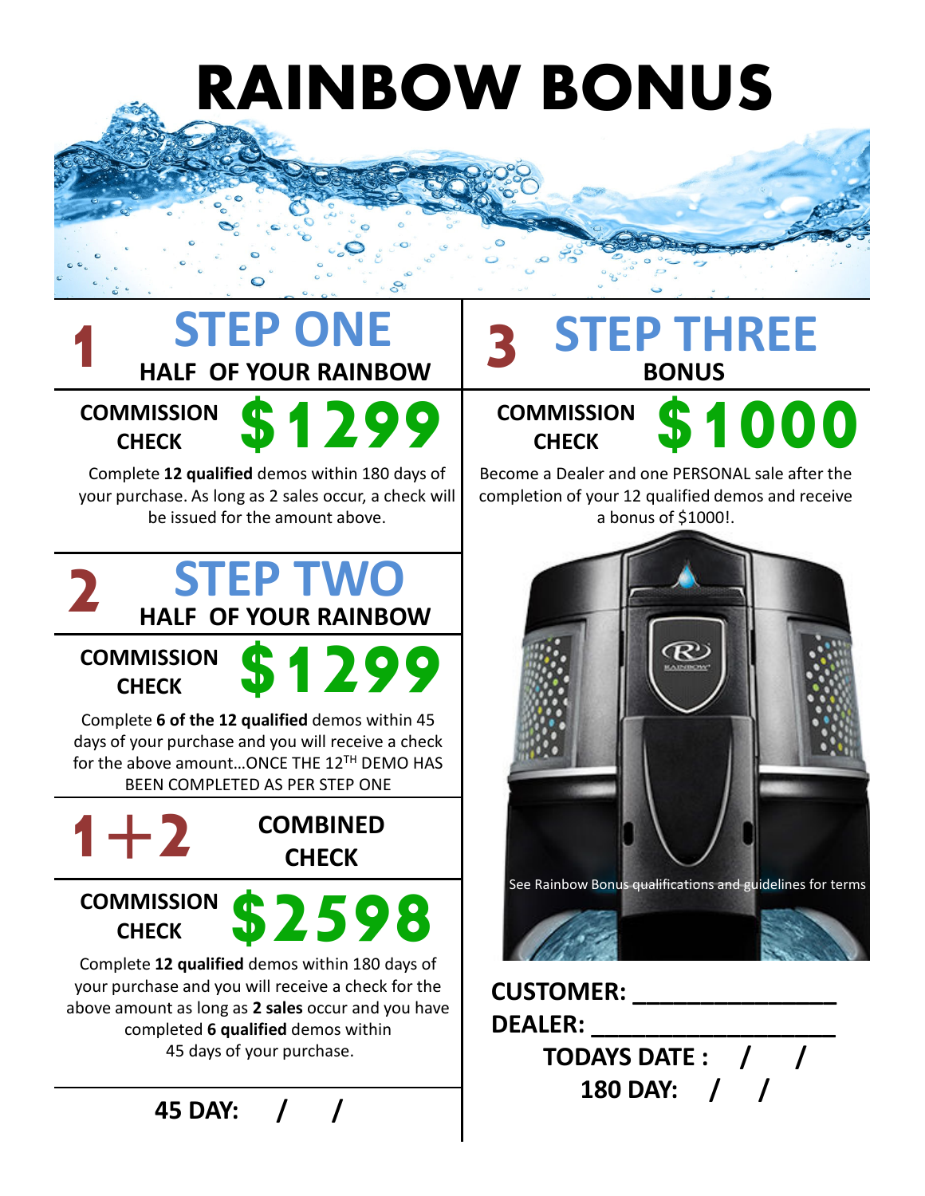# RAINBOW BONUS

## 1 STEP ONE

**HALF OF YOUR RAINBOW**

**COMMISSION CHECK** **$1299**

Complete **12 qualified** demos within 180 days of your purchase. As long as 2 sales occur, a check will be issued for the amount above.

## 2 STEP TWO

**HALF OF YOUR RAINBOW**

**COMMISSION CHECK** **$1299**

Complete **6 of the 12 qualified** demos within 45 days of your purchase and you will receive a check for the above amount…ONCE THE 12TH DEMO HAS BEEN COMPLETED AS PER STEP ONE

## 1+2 COMBINED CHECK

**COMMISSION CHECK** **$2598**

Complete **12 qualified** demos within 180 days of your purchase and you will receive a check for the above amount as long as **2 sales** occur and you have completed **6 qualified** demos within 45 days of your purchase.

**45 DAY: / /**

## 3 STEP THREE

**BONUS**

**COMMISSION CHECK** **$1000**

Become a Dealer and one PERSONAL sale after the completion of your 12 qualified demos and receive a bonus of $1000!.

See Rainbow Bonus qualifications and guidelines for terms

**CUSTOMER: _______________**

**DEALER: __________________**

**TODAYS DATE : / /**

**180 DAY: / /**